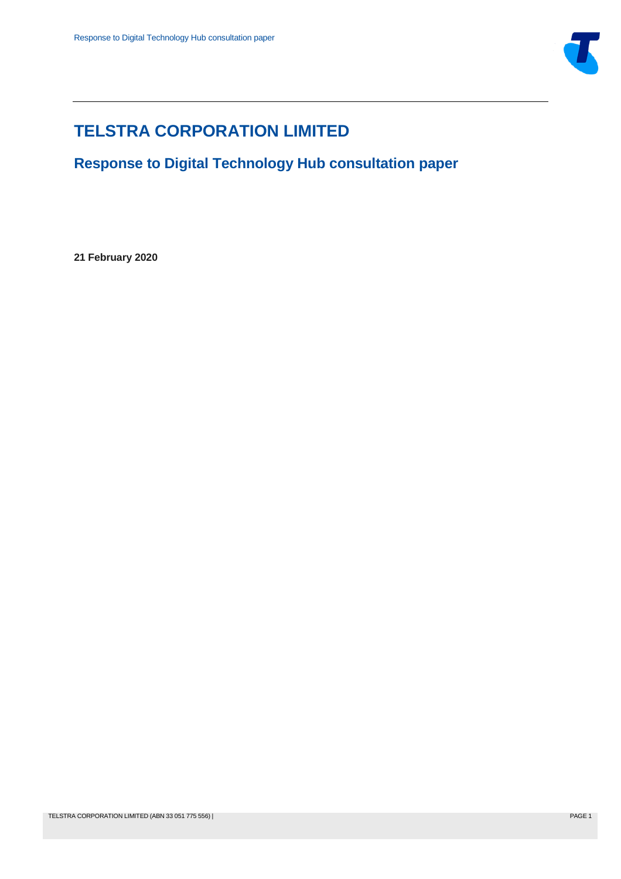# TELSTRA CORPORATION LIMITED

## Response to Digital Technology Hub consultation paper

**21 February 2020**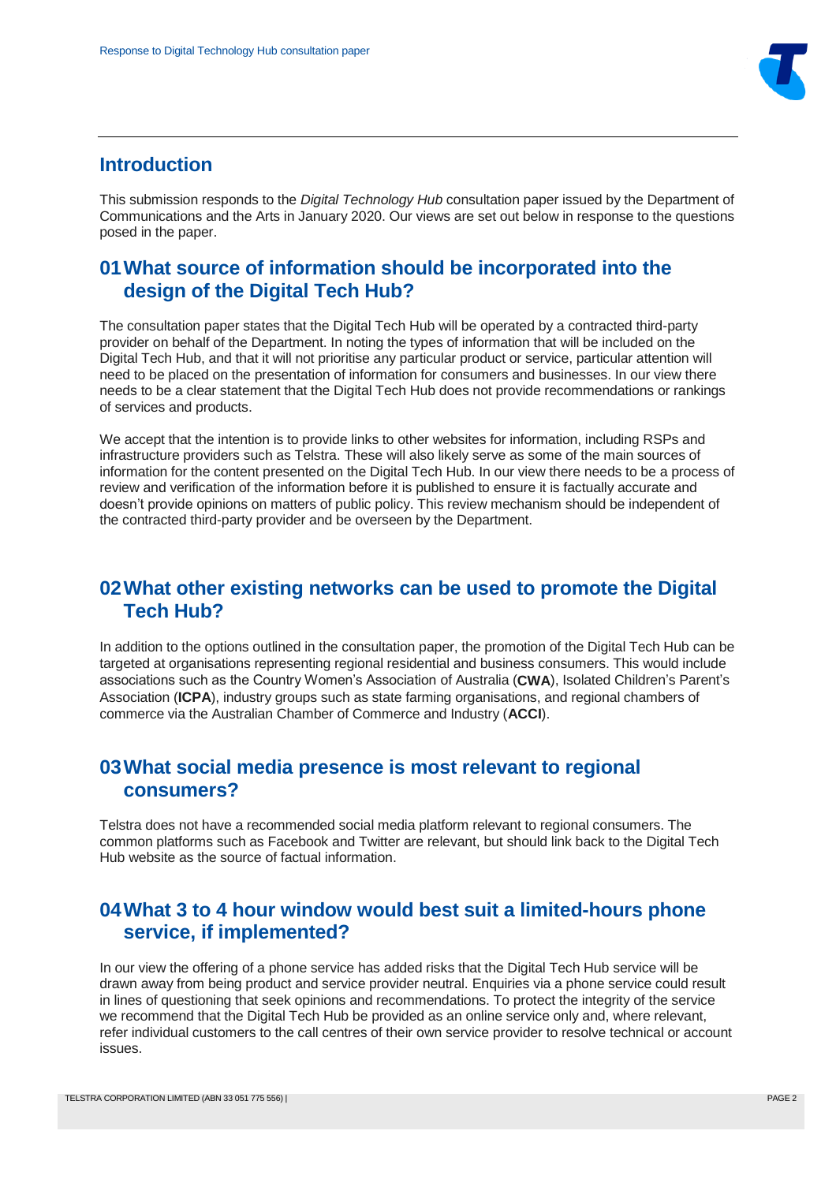## Introduction

This submission responds to the *Digital Technology Hub* consultation paper issued by the Department of Communications and the Arts in January 2020. Our views are set out below in response to the questions posed in the paper.

## 01 What source of information should be incorporated into the design of the Digital Tech Hub?

The consultation paper states that the Digital Tech Hub will be operated by a contracted third-party provider on behalf of the Department. In noting the types of information that will be included on the Digital Tech Hub, and that it will not prioritise any particular product or service, particular attention will need to be placed on the presentation of information for consumers and businesses. In our view there needs to be a clear statement that the Digital Tech Hub does not provide recommendations or rankings of services and products.

We accept that the intention is to provide links to other websites for information, including RSPs and infrastructure providers such as Telstra. These will also likely serve as some of the main sources of information for the content presented on the Digital Tech Hub. In our view there needs to be a process of review and verification of the information before it is published to ensure it is factually accurate and doesn't provide opinions on matters of public policy. This review mechanism should be independent of the contracted third-party provider and be overseen by the Department.

## 02 What other existing networks can be used to promote the Digital Tech Hub?

In addition to the options outlined in the consultation paper, the promotion of the Digital Tech Hub can be targeted at organisations representing regional residential and business consumers. This would include associations such as the Country Women's Association of Australia (**CWA**), Isolated Children's Parent's Association (**ICPA**), industry groups such as state farming organisations, and regional chambers of commerce via the Australian Chamber of Commerce and Industry (**ACCI**).

## 03 What social media presence is most relevant to regional consumers?

Telstra does not have a recommended social media platform relevant to regional consumers. The common platforms such as Facebook and Twitter are relevant, but should link back to the Digital Tech Hub website as the source of factual information.

## 04 What 3 to 4 hour window would best suit a limited-hours phone service, if implemented?

In our view the offering of a phone service has added risks that the Digital Tech Hub service will be drawn away from being product and service provider neutral. Enquiries via a phone service could result in lines of questioning that seek opinions and recommendations. To protect the integrity of the service we recommend that the Digital Tech Hub be provided as an online service only and, where relevant, refer individual customers to the call centres of their own service provider to resolve technical or account issues.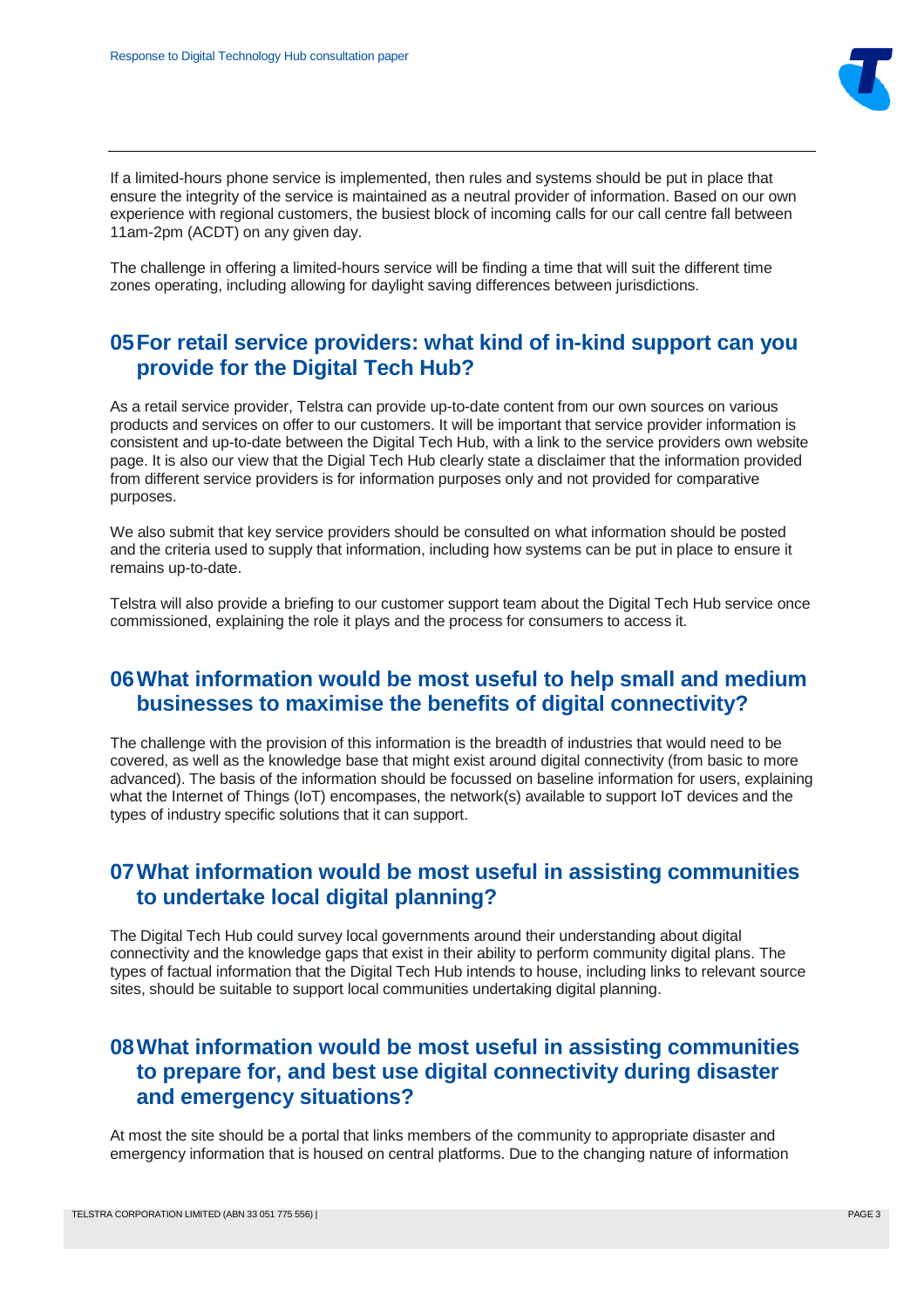If a limited-hours phone service is implemented, then rules and systems should be put in place that ensure the integrity of the service is maintained as a neutral provider of information. Based on our own experience with regional customers, the busiest block of incoming calls for our call centre fall between 11am-2pm (ACDT) on any given day.

The challenge in offering a limited-hours service will be finding a time that will suit the different time zones operating, including allowing for daylight saving differences between jurisdictions.

## 05 For retail service providers: what kind of in-kind support can you provide for the Digital Tech Hub?

As a retail service provider, Telstra can provide up-to-date content from our own sources on various products and services on offer to our customers. It will be important that service provider information is consistent and up-to-date between the Digital Tech Hub, with a link to the service providers own website page. It is also our view that the Digial Tech Hub clearly state a disclaimer that the information provided from different service providers is for information purposes only and not provided for comparative purposes.

We also submit that key service providers should be consulted on what information should be posted and the criteria used to supply that information, including how systems can be put in place to ensure it remains up-to-date.

Telstra will also provide a briefing to our customer support team about the Digital Tech Hub service once commissioned, explaining the role it plays and the process for consumers to access it.

## 06 What information would be most useful to help small and medium businesses to maximise the benefits of digital connectivity?

The challenge with the provision of this information is the breadth of industries that would need to be covered, as well as the knowledge base that might exist around digital connectivity (from basic to more advanced). The basis of the information should be focussed on baseline information for users, explaining what the Internet of Things (IoT) encompases, the network(s) available to support IoT devices and the types of industry specific solutions that it can support.

## 07 What information would be most useful in assisting communities to undertake local digital planning?

The Digital Tech Hub could survey local governments around their understanding about digital connectivity and the knowledge gaps that exist in their ability to perform community digital plans. The types of factual information that the Digital Tech Hub intends to house, including links to relevant source sites, should be suitable to support local communities undertaking digital planning.

## 08 What information would be most useful in assisting communities to prepare for, and best use digital connectivity during disaster and emergency situations?

At most the site should be a portal that links members of the community to appropriate disaster and emergency information that is housed on central platforms. Due to the changing nature of information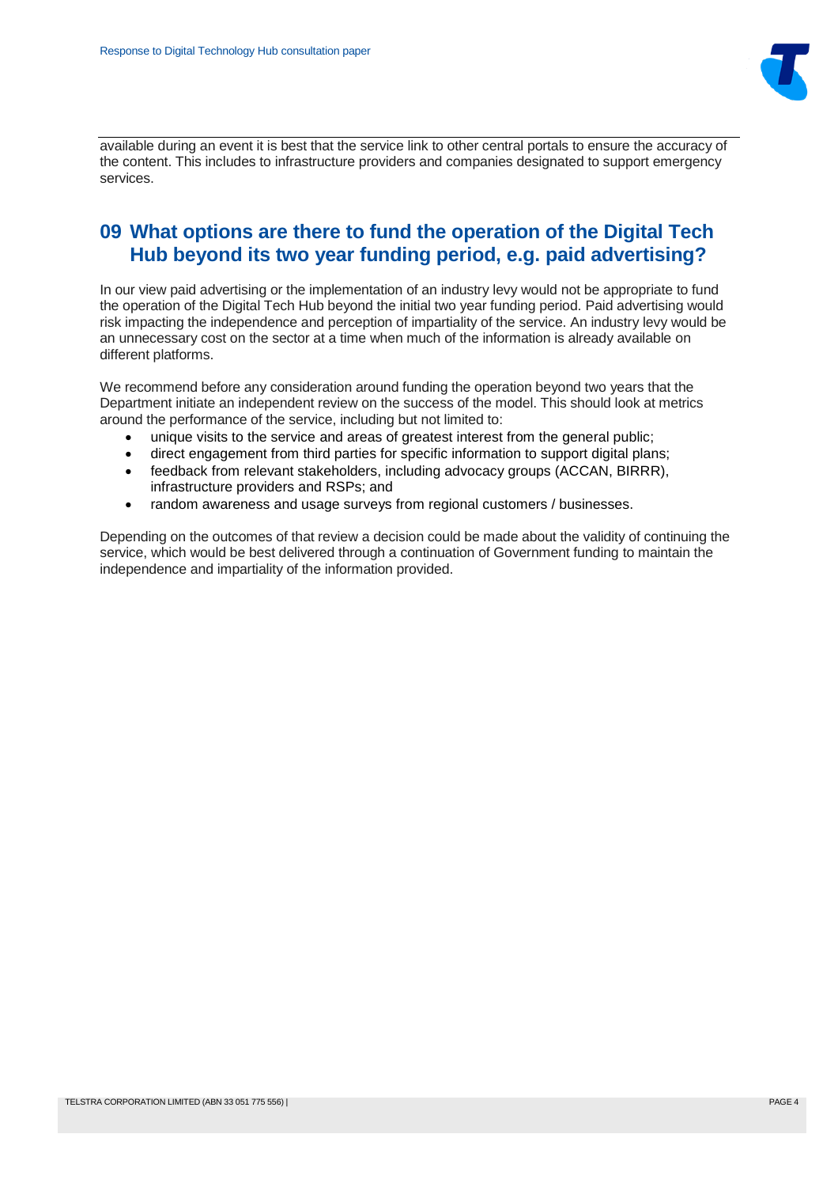available during an event it is best that the service link to other central portals to ensure the accuracy of the content. This includes to infrastructure providers and companies designated to support emergency services.

## 09 What options are there to fund the operation of the Digital Tech Hub beyond its two year funding period, e.g. paid advertising?

In our view paid advertising or the implementation of an industry levy would not be appropriate to fund the operation of the Digital Tech Hub beyond the initial two year funding period. Paid advertising would risk impacting the independence and perception of impartiality of the service. An industry levy would be an unnecessary cost on the sector at a time when much of the information is already available on different platforms.

We recommend before any consideration around funding the operation beyond two years that the Department initiate an independent review on the success of the model. This should look at metrics around the performance of the service, including but not limited to:

- unique visits to the service and areas of greatest interest from the general public;
- direct engagement from third parties for specific information to support digital plans;
- feedback from relevant stakeholders, including advocacy groups (ACCAN, BIRRR), infrastructure providers and RSPs; and
- random awareness and usage surveys from regional customers / businesses.

Depending on the outcomes of that review a decision could be made about the validity of continuing the service, which would be best delivered through a continuation of Government funding to maintain the independence and impartiality of the information provided.